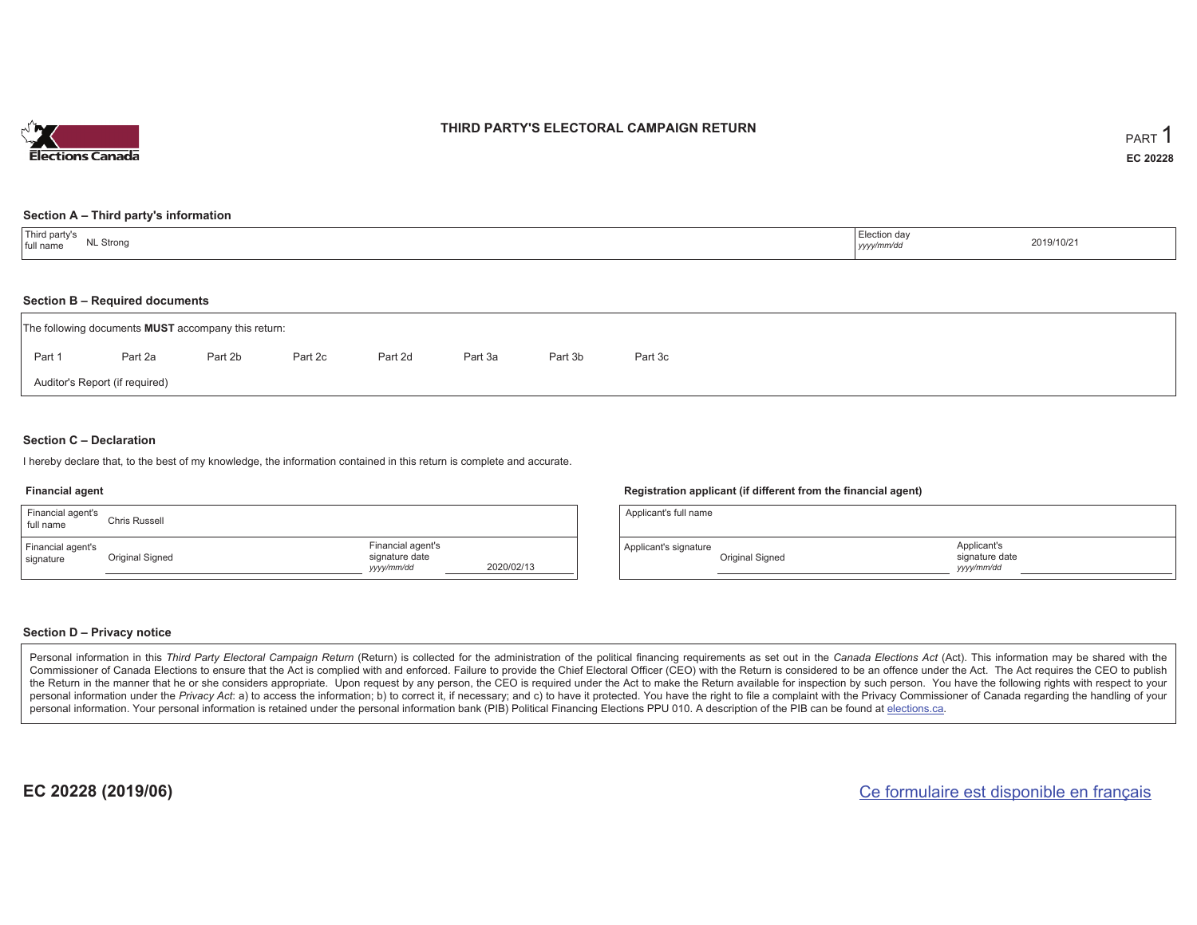# THIRD PARTY'S ELECTORAL CAMPAIGN RETURN

PART 1

**EC 20228**

## Section A – Third party's information

| Third party's full name | NL Strong | Election day *yyyy/mm/dd* | 2019/10/21 |
|---|---|---|---|

## Section B – Required documents

The following documents **MUST** accompany this return:

Part 1 Part 2a Part 2b Part 2c Part 2d Part 3a Part 3b Part 3c

Auditor's Report (if required)

## Section C – Declaration

I hereby declare that, to the best of my knowledge, the information contained in this return is complete and accurate.

### Financial agent

| Financial agent's full name | Chris Russell | | |
|---|---|---|---|
| Financial agent's signature | Original Signed | Financial agent's signature date *yyyy/mm/dd* | 2020/02/13 |

### Registration applicant (if different from the financial agent)

| Applicant's full name | | | |
|---|---|---|---|
| Applicant's signature | Original Signed | Applicant's signature date *yyyy/mm/dd* | |

## Section D – Privacy notice

Personal information in this *Third Party Electoral Campaign Return* (Return) is collected for the administration of the political financing requirements as set out in the *Canada Elections Act* (Act). This information may be shared with the Commissioner of Canada Elections to ensure that the Act is complied with and enforced. Failure to provide the Chief Electoral Officer (CEO) with the Return is considered to be an offence under the Act. The Act requires the CEO to publish the Return in the manner that he or she considers appropriate. Upon request by any person, the CEO is required under the Act to make the Return available for inspection by such person. You have the following rights with respect to your personal information under the *Privacy Act*: a) to access the information; b) to correct it, if necessary; and c) to have it protected. You have the right to file a complaint with the Privacy Commissioner of Canada regarding the handling of your personal information. Your personal information is retained under the personal information bank (PIB) Political Financing Elections PPU 010. A description of the PIB can be found at elections.ca.

**EC 20228 (2019/06)**

Ce formulaire est disponible en français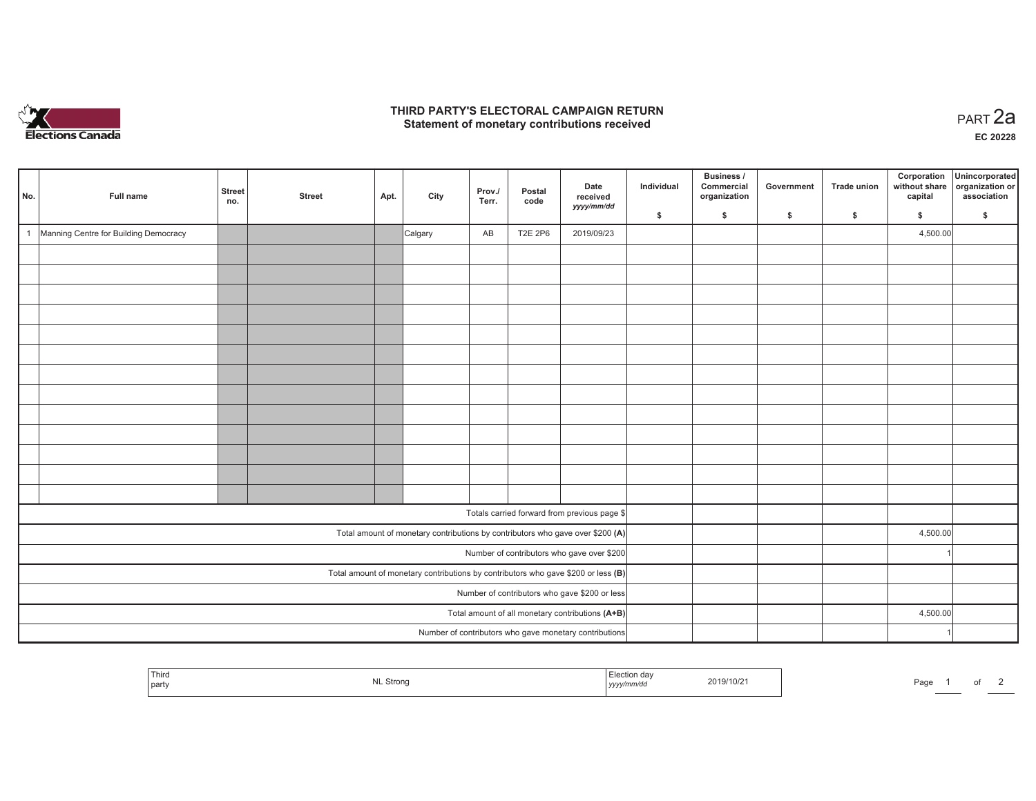# THIRD PARTY'S ELECTORAL CAMPAIGN RETURN
## Statement of monetary contributions received

PART 2a

EC 20228

| No. | Full name | Street no. | Street | Apt. | City | Prov./ Terr. | Postal code | Date received yyyy/mm/dd | Individual $ | Business / Commercial organization $ | Government $ | Trade union $ | Corporation without share capital $ | Unincorporated organization or association $ |
|---|---|---|---|---|---|---|---|---|---|---|---|---|---|---|
| 1 | Manning Centre for Building Democracy | | | | Calgary | AB | T2E 2P6 | 2019/09/23 | | | | | 4,500.00 | |
| | | | | | | | | | | | | | | |
| | | | | | | | | | | | | | | |
| | | | | | | | | | | | | | | |
| | | | | | | | | | | | | | | |
| | | | | | | | | | | | | | | |
| | | | | | | | | | | | | | | |
| | | | | | | | | | | | | | | |
| | | | | | | | | | | | | | | |
| | | | | | | | | | | | | | | |
| | | | | | | | | | | | | | | |
| | | | | | | | | | | | | | | |
| | | | | | | | | | | | | | | |
| | | | | | | | | | | | | | | |
| Totals carried forward from previous page $ | | | | | | | | | | | | | | |
| Total amount of monetary contributions by contributors who gave over $200 (A) | | | | | | | | | | | | | 4,500.00 | |
| Number of contributors who gave over $200 | | | | | | | | | | | | | 1 | |
| Total amount of monetary contributions by contributors who gave $200 or less (B) | | | | | | | | | | | | | | |
| Number of contributors who gave $200 or less | | | | | | | | | | | | | | |
| Total amount of all monetary contributions (A+B) | | | | | | | | | | | | | 4,500.00 | |
| Number of contributors who gave monetary contributions | | | | | | | | | | | | | 1 | |

| Third party | NL Strong | Election day yyyy/mm/dd | 2019/10/21 |
|---|---|---|---|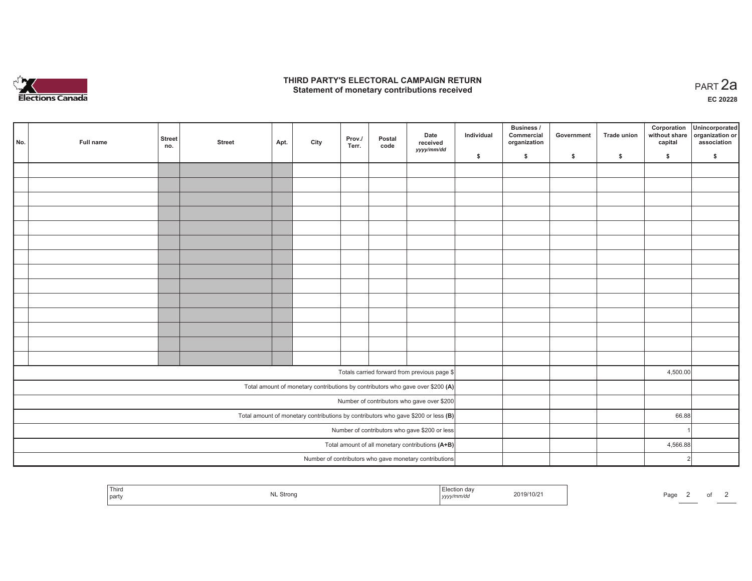# THIRD PARTY'S ELECTORAL CAMPAIGN RETURN
## Statement of monetary contributions received

PART 2a

**EC 20228**

| No. | Full name | Street no. | Street | Apt. | City | Prov./ Terr. | Postal code | Date received yyyy/mm/dd | Individual $ | Business / Commercial organization $ | Government $ | Trade union $ | Corporation without share capital $ | Unincorporated organization or association $ |
|---|---|---|---|---|---|---|---|---|---|---|---|---|---|---|
| | | | | | | | | | | | | | | |
| | | | | | | | | | | | | | | |
| | | | | | | | | | | | | | | |
| | | | | | | | | | | | | | | |
| | | | | | | | | | | | | | | |
| | | | | | | | | | | | | | | |
| | | | | | | | | | | | | | | |
| | | | | | | | | | | | | | | |
| | | | | | | | | | | | | | | |
| | | | | | | | | | | | | | | |
| | | | | | | | | | | | | | | |
| | | | | | | | | | | | | | | |
| | | | | | | | | | | | | | | |
| | | | | | | | | | | | | | | |
| Totals carried forward from previous page $ | | | | | | | | | | | | | 4,500.00 | |
| Total amount of monetary contributions by contributors who gave over $200 **(A)** | | | | | | | | | | | | | | |
| Number of contributors who gave over $200 | | | | | | | | | | | | | | |
| Total amount of monetary contributions by contributors who gave $200 or less **(B)** | | | | | | | | | | | | | 66.88 | |
| Number of contributors who gave $200 or less | | | | | | | | | | | | | 1 | |
| Total amount of all monetary contributions **(A+B)** | | | | | | | | | | | | | 4,566.88 | |
| Number of contributors who gave monetary contributions | | | | | | | | | | | | | 2 | |

| Third party | NL Strong | Election day yyyy/mm/dd | 2019/10/21 |
|---|---|---|---|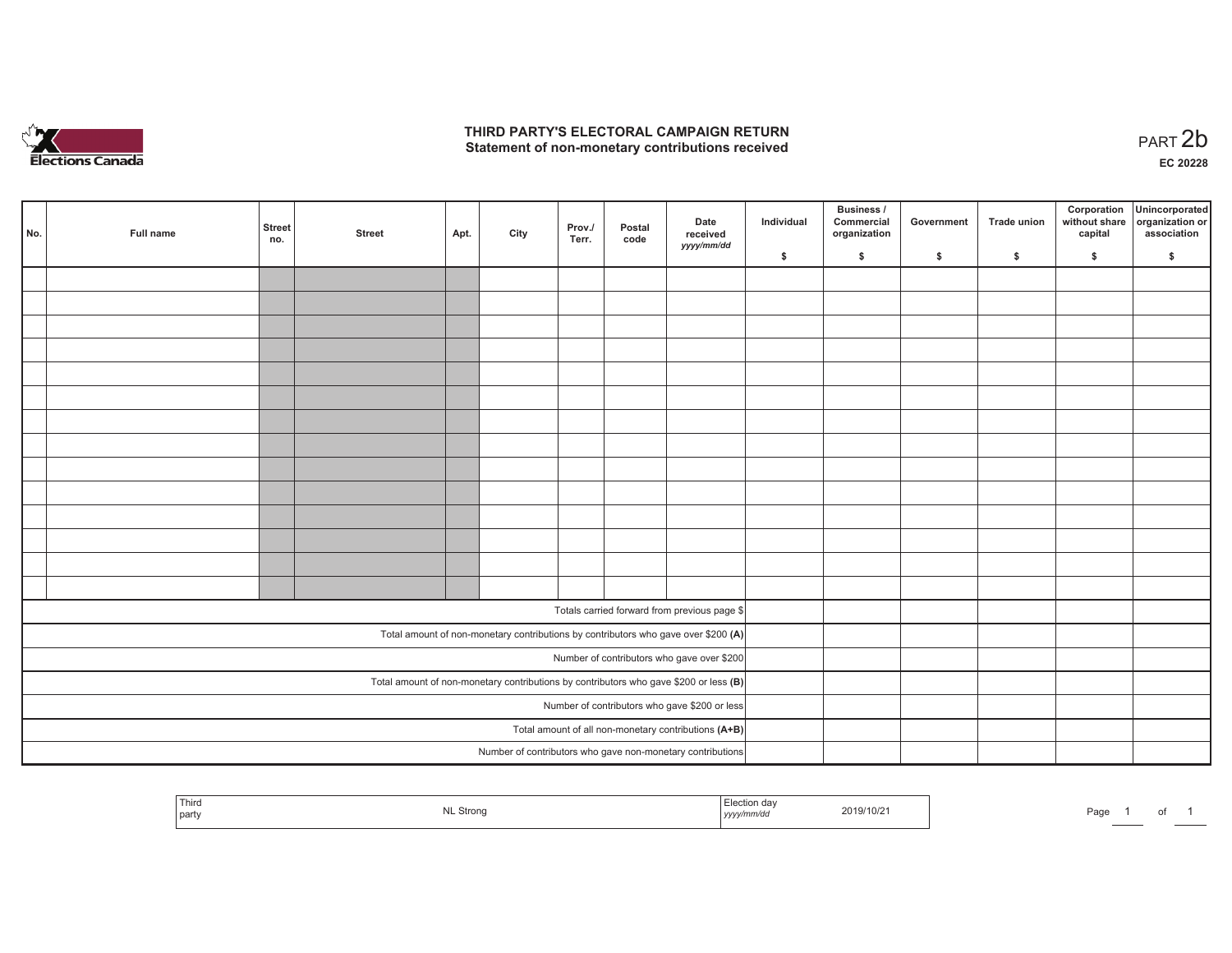# THIRD PARTY'S ELECTORAL CAMPAIGN RETURN
## Statement of non-monetary contributions received

PART 2b

EC 20228

| No. | Full name | Street no. | Street | Apt. | City | Prov./ Terr. | Postal code | Date received yyyy/mm/dd | Individual $ | Business / Commercial organization $ | Government $ | Trade union $ | Corporation without share capital $ | Unincorporated organization or association $ |
|---|---|---|---|---|---|---|---|---|---|---|---|---|---|---|
| | | | | | | | | | | | | | | |
| | | | | | | | | | | | | | | |
| | | | | | | | | | | | | | | |
| | | | | | | | | | | | | | | |
| | | | | | | | | | | | | | | |
| | | | | | | | | | | | | | | |
| | | | | | | | | | | | | | | |
| | | | | | | | | | | | | | | |
| | | | | | | | | | | | | | | |
| | | | | | | | | | | | | | | |
| | | | | | | | | | | | | | | |
| | | | | | | | | | | | | | | |
| | | | | | | | | | | | | | | |
| | | | | | | | | | | | | | | |
| Totals carried forward from previous page $ | | | | | | | | | | | | | | |
| Total amount of non-monetary contributions by contributors who gave over $200 (A) | | | | | | | | | | | | | | |
| Number of contributors who gave over $200 | | | | | | | | | | | | | | |
| Total amount of non-monetary contributions by contributors who gave $200 or less (B) | | | | | | | | | | | | | | |
| Number of contributors who gave $200 or less | | | | | | | | | | | | | | |
| Total amount of all non-monetary contributions (A+B) | | | | | | | | | | | | | | |
| Number of contributors who gave non-monetary contributions | | | | | | | | | | | | | | |

| Third party | NL Strong | Election day yyyy/mm/dd | 2019/10/21 |
|---|---|---|---|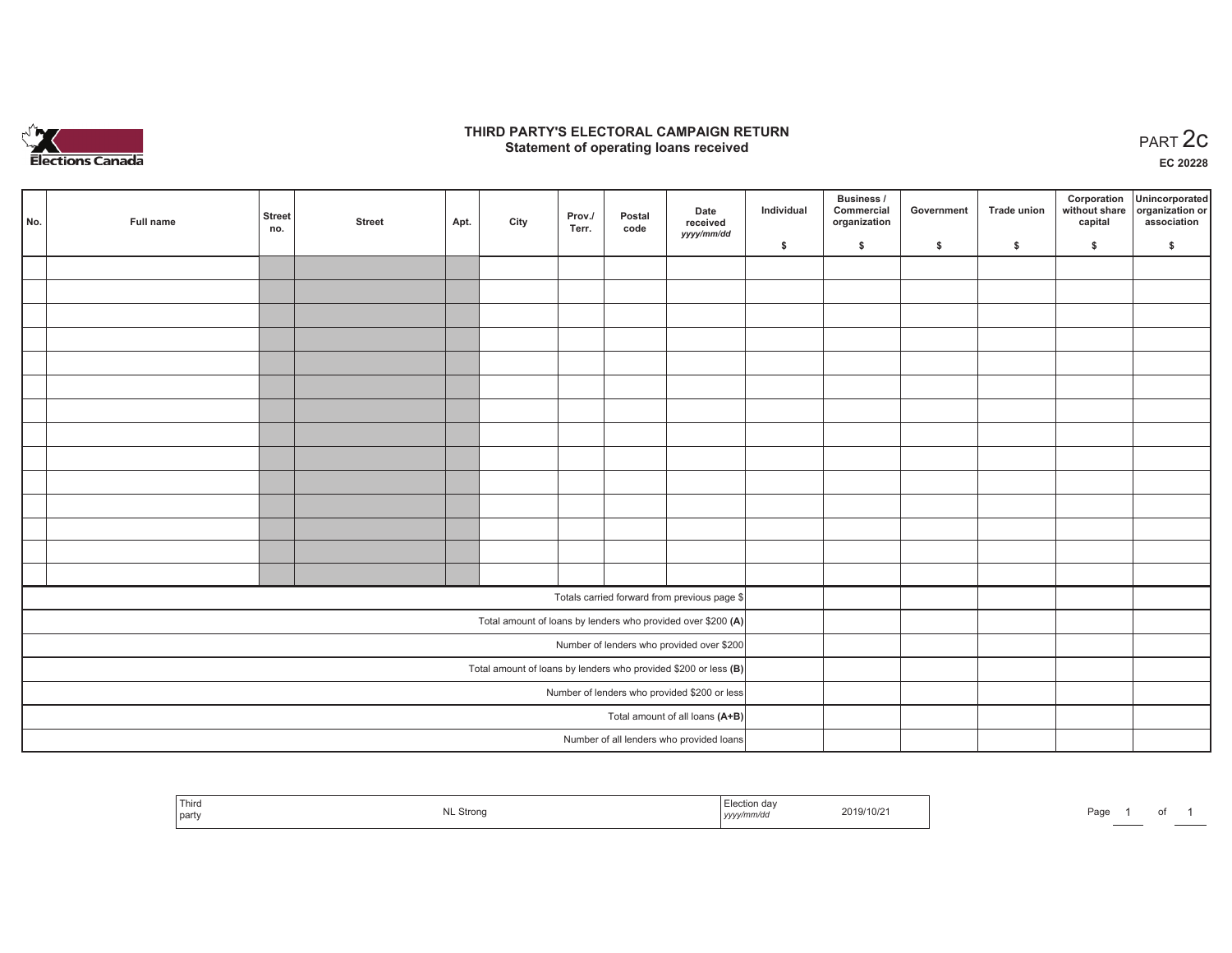# THIRD PARTY'S ELECTORAL CAMPAIGN RETURN
## Statement of operating loans received

PART 2c

EC 20228

| No. | Full name | Street no. | Street | Apt. | City | Prov./ Terr. | Postal code | Date received yyyy/mm/dd | Individual $ | Business / Commercial organization $ | Government $ | Trade union $ | Corporation without share capital $ | Unincorporated organization or association $ |
|---|---|---|---|---|---|---|---|---|---|---|---|---|---|---|
| | | | | | | | | | | | | | | |
| | | | | | | | | | | | | | | |
| | | | | | | | | | | | | | | |
| | | | | | | | | | | | | | | |
| | | | | | | | | | | | | | | |
| | | | | | | | | | | | | | | |
| | | | | | | | | | | | | | | |
| | | | | | | | | | | | | | | |
| | | | | | | | | | | | | | | |
| | | | | | | | | | | | | | | |
| | | | | | | | | | | | | | | |
| | | | | | | | | | | | | | | |
| | | | | | | | | | | | | | | |
| | | | | | | | | | | | | | | |
| Totals carried forward from previous page $ | | | | | | | | | | | | | | |
| Total amount of loans by lenders who provided over $200 **(A)** | | | | | | | | | | | | | | |
| Number of lenders who provided over $200 | | | | | | | | | | | | | | |
| Total amount of loans by lenders who provided $200 or less **(B)** | | | | | | | | | | | | | | |
| Number of lenders who provided $200 or less | | | | | | | | | | | | | | |
| Total amount of all loans **(A+B)** | | | | | | | | | | | | | | |
| Number of all lenders who provided loans | | | | | | | | | | | | | | |

| Third party | NL Strong | Election day yyyy/mm/dd | 2019/10/21 |
|---|---|---|---|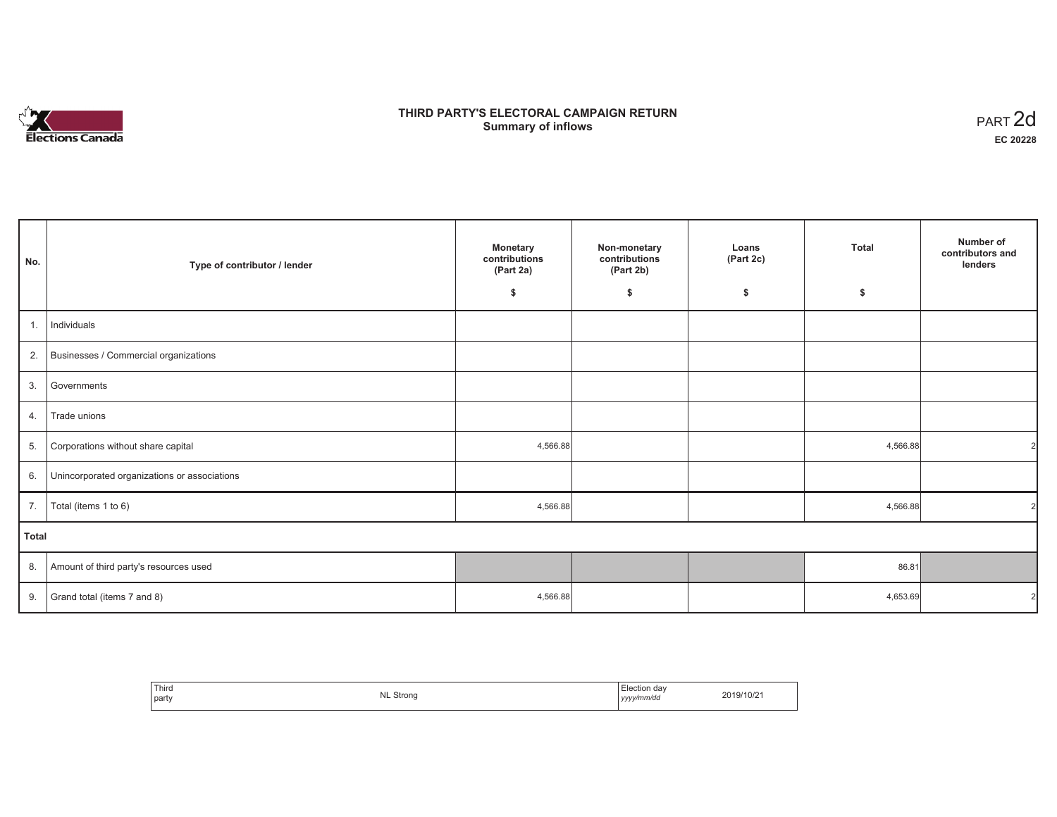# THIRD PARTY'S ELECTORAL CAMPAIGN RETURN
## Summary of inflows

PART 2d

**EC 20228**

| No. | Type of contributor / lender | Monetary contributions (Part 2a) $ | Non-monetary contributions (Part 2b) $ | Loans (Part 2c) $ | Total $ | Number of contributors and lenders |
|---|---|---|---|---|---|---|
| 1. | Individuals | | | | | |
| 2. | Businesses / Commercial organizations | | | | | |
| 3. | Governments | | | | | |
| 4. | Trade unions | | | | | |
| 5. | Corporations without share capital | 4,566.88 | | | 4,566.88 | 2 |
| 6. | Unincorporated organizations or associations | | | | | |
| 7. | Total (items 1 to 6) | 4,566.88 | | | 4,566.88 | 2 |
| **Total** | | | | | | |
| 8. | Amount of third party's resources used | | | | 86.81 | |
| 9. | Grand total (items 7 and 8) | 4,566.88 | | | 4,653.69 | 2 |

| Third party | NL Strong | Election day *yyyy/mm/dd* | 2019/10/21 |
|---|---|---|---|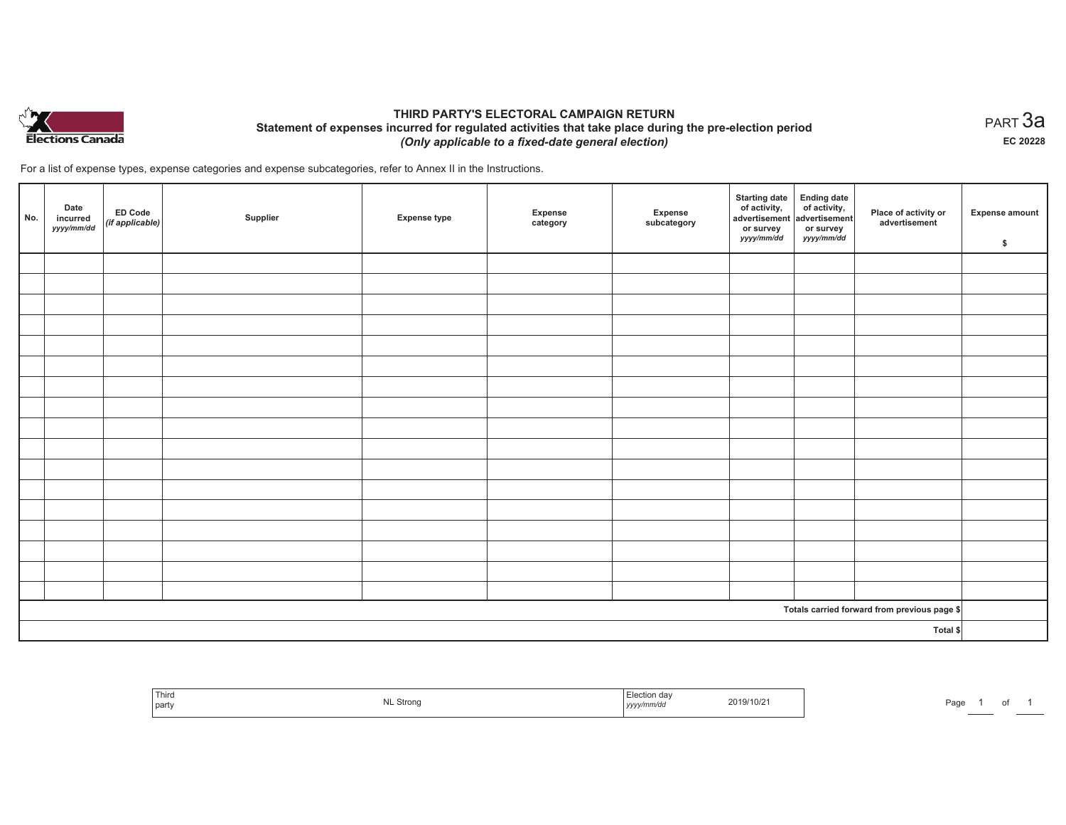Elections Canada

# THIRD PARTY'S ELECTORAL CAMPAIGN RETURN

## Statement of expenses incurred for regulated activities that take place during the pre-election period

*(Only applicable to a fixed-date general election)*

PART 3a

**EC 20228**

For a list of expense types, expense categories and expense subcategories, refer to Annex II in the Instructions.

| No. | Date incurred *yyyy/mm/dd* | ED Code *(if applicable)* | Supplier | Expense type | Expense category | Expense subcategory | Starting date of activity, advertisement or survey *yyyy/mm/dd* | Ending date of activity, advertisement or survey *yyyy/mm/dd* | Place of activity or advertisement | Expense amount $ |
|---|---|---|---|---|---|---|---|---|---|---|
| | | | | | | | | | | |
| | | | | | | | | | | |
| | | | | | | | | | | |
| | | | | | | | | | | |
| | | | | | | | | | | |
| | | | | | | | | | | |
| | | | | | | | | | | |
| | | | | | | | | | | |
| | | | | | | | | | | |
| | | | | | | | | | | |
| | | | | | | | | | | |
| | | | | | | | | | | |
| | | | | | | | | | | |
| | | | | | | | | | | |
| | | | | | | | | | | |
| | | | | | | | | | | |
| | | | | | | | | | | |
| | | | | | | | | | Totals carried forward from previous page $ | |
| | | | | | | | | | Total $ | |

| Third party | NL Strong | Election day *yyyy/mm/dd* | 2019/10/21 |
|---|---|---|---|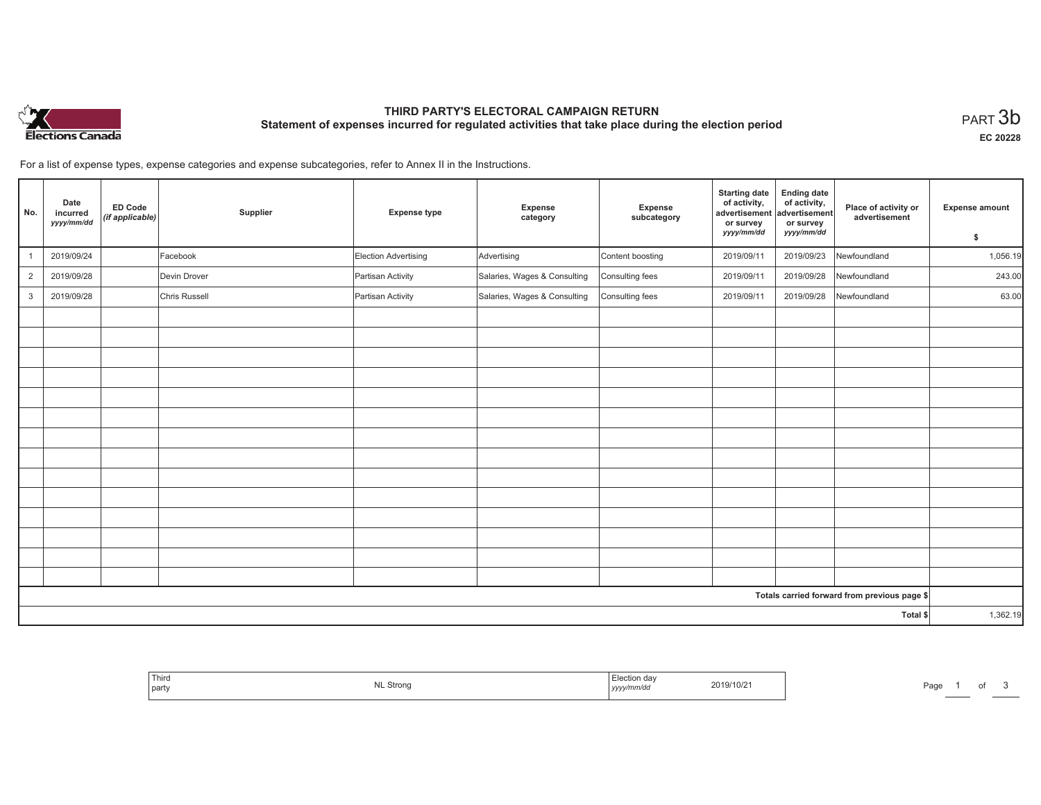# THIRD PARTY'S ELECTORAL CAMPAIGN RETURN

## Statement of expenses incurred for regulated activities that take place during the election period

PART 3b

EC 20228

For a list of expense types, expense categories and expense subcategories, refer to Annex II in the Instructions.

| No. | Date incurred *yyyy/mm/dd* | ED Code *(if applicable)* | Supplier | Expense type | Expense category | Expense subcategory | Starting date of activity, advertisement or survey *yyyy/mm/dd* | Ending date of activity, advertisement or survey *yyyy/mm/dd* | Place of activity or advertisement | Expense amount $ |
|---|---|---|---|---|---|---|---|---|---|---|
| 1 | 2019/09/24 | | Facebook | Election Advertising | Advertising | Content boosting | 2019/09/11 | 2019/09/23 | Newfoundland | 1,056.19 |
| 2 | 2019/09/28 | | Devin Drover | Partisan Activity | Salaries, Wages & Consulting | Consulting fees | 2019/09/11 | 2019/09/28 | Newfoundland | 243.00 |
| 3 | 2019/09/28 | | Chris Russell | Partisan Activity | Salaries, Wages & Consulting | Consulting fees | 2019/09/11 | 2019/09/28 | Newfoundland | 63.00 |
| | | | | | | | | | | |
| | | | | | | | | | | |
| | | | | | | | | | | |
| | | | | | | | | | | |
| | | | | | | | | | | |
| | | | | | | | | | | |
| | | | | | | | | | | |
| | | | | | | | | | | |
| | | | | | | | | | | |
| | | | | | | | | | | |
| | | | | | | | | | | |
| | | | | | | | | | | |
| | | | | | | | | | | |
| | | | | | | | | | | |
| Totals carried forward from previous page $ | | | | | | | | | | |
| Total $ | | | | | | | | | | 1,362.19 |

| Third party | NL Strong | Election day *yyyy/mm/dd* | 2019/10/21 |
|---|---|---|---|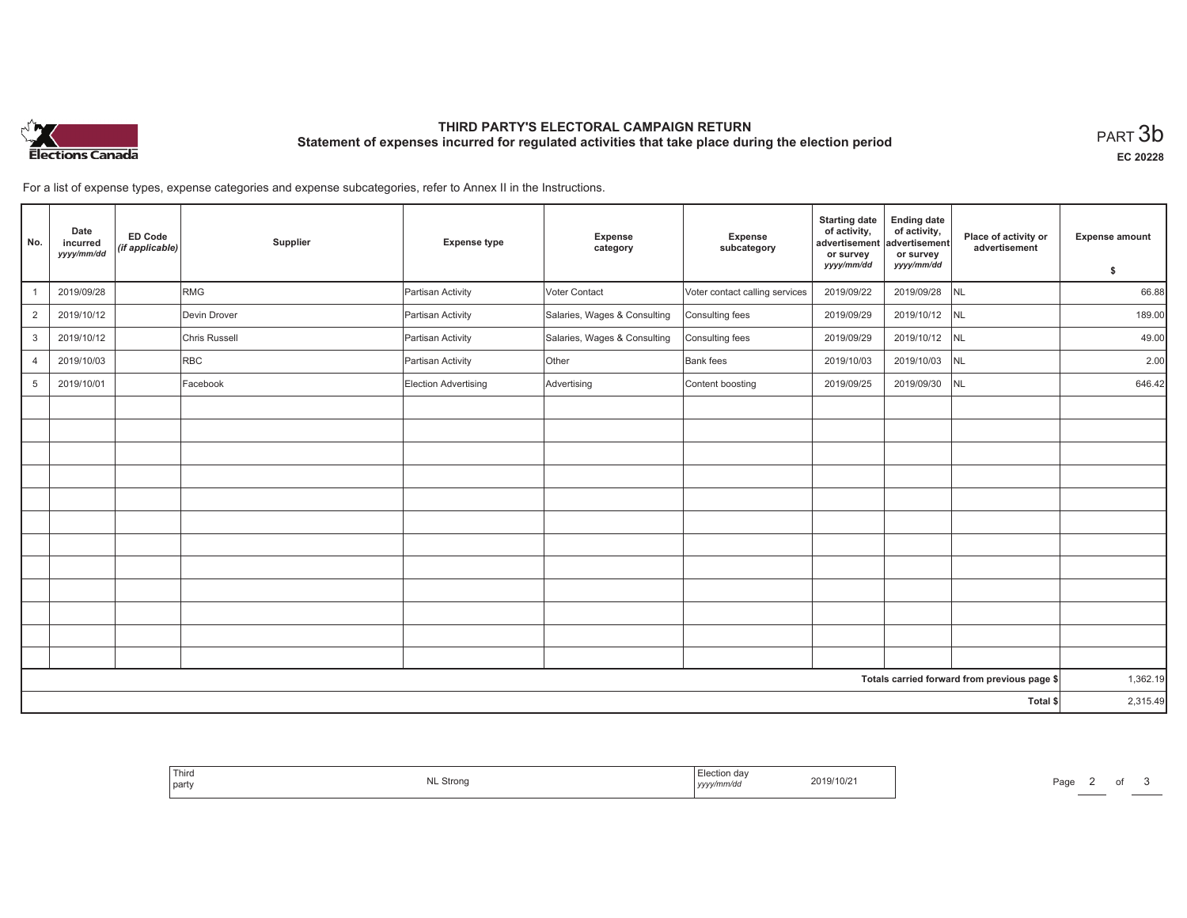# THIRD PARTY'S ELECTORAL CAMPAIGN RETURN

## Statement of expenses incurred for regulated activities that take place during the election period

PART 3b

EC 20228

For a list of expense types, expense categories and expense subcategories, refer to Annex II in the Instructions.

| No. | Date incurred *yyyy/mm/dd* | ED Code *(if applicable)* | Supplier | Expense type | Expense category | Expense subcategory | Starting date of activity, advertisement or survey *yyyy/mm/dd* | Ending date of activity, advertisement or survey *yyyy/mm/dd* | Place of activity or advertisement | Expense amount $ |
|---|---|---|---|---|---|---|---|---|---|---|
| 1 | 2019/09/28 | | RMG | Partisan Activity | Voter Contact | Voter contact calling services | 2019/09/22 | 2019/09/28 | NL | 66.88 |
| 2 | 2019/10/12 | | Devin Drover | Partisan Activity | Salaries, Wages & Consulting | Consulting fees | 2019/09/29 | 2019/10/12 | NL | 189.00 |
| 3 | 2019/10/12 | | Chris Russell | Partisan Activity | Salaries, Wages & Consulting | Consulting fees | 2019/09/29 | 2019/10/12 | NL | 49.00 |
| 4 | 2019/10/03 | | RBC | Partisan Activity | Other | Bank fees | 2019/10/03 | 2019/10/03 | NL | 2.00 |
| 5 | 2019/10/01 | | Facebook | Election Advertising | Advertising | Content boosting | 2019/09/25 | 2019/09/30 | NL | 646.42 |
| | | | | | | | | | | |
| | | | | | | | | | | |
| | | | | | | | | | | |
| | | | | | | | | | | |
| | | | | | | | | | | |
| | | | | | | | | | | |
| | | | | | | | | | | |
| | | | | | | | | | | |
| | | | | | | | | | | |
| | | | | | | | | | | |
| | | | | | | | | | | |
| | | | | | | | | | | |
| | | | | | | | | | Totals carried forward from previous page $ | 1,362.19 |
| | | | | | | | | | Total $ | 2,315.49 |

| Third party | NL Strong | Election day *yyyy/mm/dd* | 2019/10/21 |
|---|---|---|---|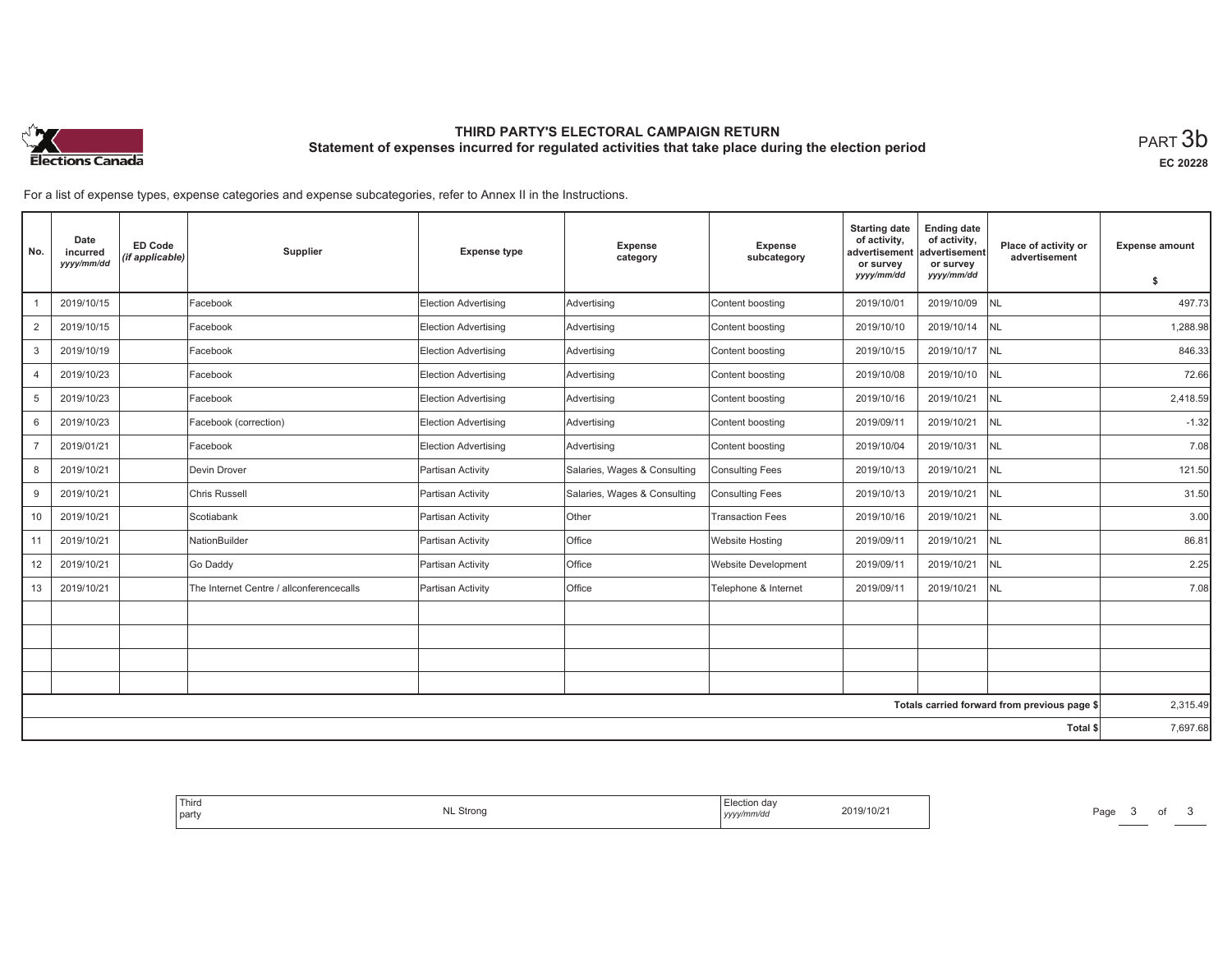**Elections Canada**

# THIRD PARTY'S ELECTORAL CAMPAIGN RETURN
## Statement of expenses incurred for regulated activities that take place during the election period

PART 3b

EC 20228

For a list of expense types, expense categories and expense subcategories, refer to Annex II in the Instructions.

| No. | Date incurred *yyyy/mm/dd* | ED Code *(if applicable)* | Supplier | Expense type | Expense category | Expense subcategory | Starting date of activity, advertisement or survey *yyyy/mm/dd* | Ending date of activity, advertisement or survey *yyyy/mm/dd* | Place of activity or advertisement | Expense amount $ |
|---|---|---|---|---|---|---|---|---|---|---|
| 1 | 2019/10/15 | | Facebook | Election Advertising | Advertising | Content boosting | 2019/10/01 | 2019/10/09 | NL | 497.73 |
| 2 | 2019/10/15 | | Facebook | Election Advertising | Advertising | Content boosting | 2019/10/10 | 2019/10/14 | NL | 1,288.98 |
| 3 | 2019/10/19 | | Facebook | Election Advertising | Advertising | Content boosting | 2019/10/15 | 2019/10/17 | NL | 846.33 |
| 4 | 2019/10/23 | | Facebook | Election Advertising | Advertising | Content boosting | 2019/10/08 | 2019/10/10 | NL | 72.66 |
| 5 | 2019/10/23 | | Facebook | Election Advertising | Advertising | Content boosting | 2019/10/16 | 2019/10/21 | NL | 2,418.59 |
| 6 | 2019/10/23 | | Facebook (correction) | Election Advertising | Advertising | Content boosting | 2019/09/11 | 2019/10/21 | NL | -1.32 |
| 7 | 2019/01/21 | | Facebook | Election Advertising | Advertising | Content boosting | 2019/10/04 | 2019/10/31 | NL | 7.08 |
| 8 | 2019/10/21 | | Devin Drover | Partisan Activity | Salaries, Wages & Consulting | Consulting Fees | 2019/10/13 | 2019/10/21 | NL | 121.50 |
| 9 | 2019/10/21 | | Chris Russell | Partisan Activity | Salaries, Wages & Consulting | Consulting Fees | 2019/10/13 | 2019/10/21 | NL | 31.50 |
| 10 | 2019/10/21 | | Scotiabank | Partisan Activity | Other | Transaction Fees | 2019/10/16 | 2019/10/21 | NL | 3.00 |
| 11 | 2019/10/21 | | NationBuilder | Partisan Activity | Office | Website Hosting | 2019/09/11 | 2019/10/21 | NL | 86.81 |
| 12 | 2019/10/21 | | Go Daddy | Partisan Activity | Office | Website Development | 2019/09/11 | 2019/10/21 | NL | 2.25 |
| 13 | 2019/10/21 | | The Internet Centre / allconferencecalls | Partisan Activity | Office | Telephone & Internet | 2019/09/11 | 2019/10/21 | NL | 7.08 |
| | | | | | | | | | | |
| | | | | | | | | | | |
| | | | | | | | | | | |
| | | | | | | | | | | |
| | | | | | | | | | Totals carried forward from previous page $ | 2,315.49 |
| | | | | | | | | | Total $ | 7,697.68 |

| Third party | NL Strong | Election day *yyyy/mm/dd* | 2019/10/21 |
|---|---|---|---|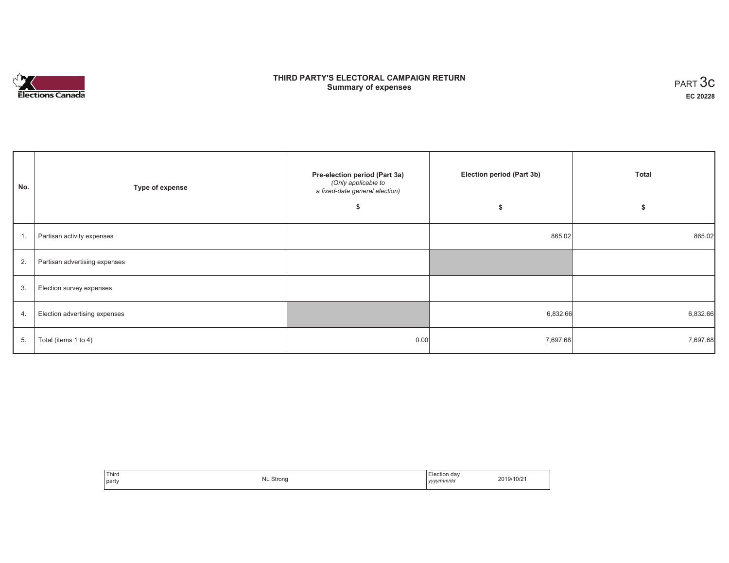Elections Canada

# THIRD PARTY'S ELECTORAL CAMPAIGN RETURN
## Summary of expenses

PART 3c
**EC 20228**

| No. | Type of expense | Pre-election period (Part 3a) *(Only applicable to a fixed-date general election)* $ | Election period (Part 3b) $ | Total $ |
|---|---|---|---|---|
| 1. | Partisan activity expenses | | 865.02 | 865.02 |
| 2. | Partisan advertising expenses | | | |
| 3. | Election survey expenses | | | |
| 4. | Election advertising expenses | | 6,832.66 | 6,832.66 |
| 5. | Total (items 1 to 4) | 0.00 | 7,697.68 | 7,697.68 |

| Third party | NL Strong | Election day *yyyy/mm/dd* | 2019/10/21 |
|---|---|---|---|